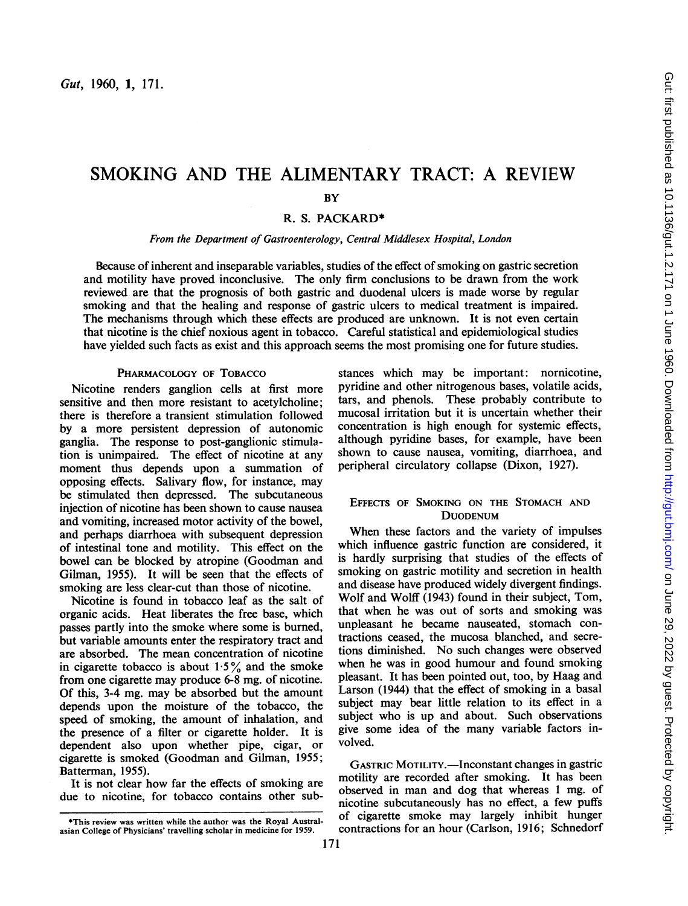# SMOKING AND THE ALIMENTARY TRACT: A REVIEW

BY

R. S. PACKARD*

*From the Department of Gastroenterology, Central Middlesex Hospital, London*

Because of inherent and inseparable variables, studies of the effect of smoking on gastric secretion and motility have proved inconclusive. The only firm conclusions to be drawn from the work reviewed are that the prognosis of both gastric and duodenal ulcers is made worse by regular smoking and that the healing and response of gastric ulcers to medical treatment is impaired. The mechanisms through which these effects are produced are unknown. It is not even certain that nicotine is the chief noxious agent in tobacco. Careful statistical and epidemiological studies have yielded such facts as exist and this approach seems the most promising one for future studies.

## PHARMACOLOGY OF TOBACCO

Nicotine renders ganglion cells at first more sensitive and then more resistant to acetylcholine; there is therefore a transient stimulation followed by a more persistent depression of autonomic ganglia. The response to post-ganglionic stimulation is unimpaired. The effect of nicotine at any moment thus depends upon a summation of opposing effects. Salivary flow, for instance, may be stimulated then depressed. The subcutaneous injection of nicotine has been shown to cause nausea and vomiting, increased motor activity of the bowel, and perhaps diarrhoea with subsequent depression of intestinal tone and motility. This effect on the bowel can be blocked by atropine (Goodman and Gilman, 1955). It will be seen that the effects of smoking are less clear-cut than those of nicotine.

Nicotine is found in tobacco leaf as the salt of organic acids. Heat liberates the free base, which passes partly into the smoke where some is burned, but variable amounts enter the respiratory tract and are absorbed. The mean concentration of nicotine in cigarette tobacco is about 1·5% and the smoke from one cigarette may produce 6-8 mg. of nicotine. Of this, 3-4 mg. may be absorbed but the amount depends upon the moisture of the tobacco, the speed of smoking, the amount of inhalation, and the presence of a filter or cigarette holder. It is dependent also upon whether pipe, cigar, or cigarette is smoked (Goodman and Gilman, 1955; Batterman, 1955).

It is not clear how far the effects of smoking are due to nicotine, for tobacco contains other substances which may be important: nornicotine, pyridine and other nitrogenous bases, volatile acids, tars, and phenols. These probably contribute to mucosal irritation but it is uncertain whether their concentration is high enough for systemic effects, although pyridine bases, for example, have been shown to cause nausea, vomiting, diarrhoea, and peripheral circulatory collapse (Dixon, 1927).

## EFFECTS OF SMOKING ON THE STOMACH AND DUODENUM

When these factors and the variety of impulses which influence gastric function are considered, it is hardly surprising that studies of the effects of smoking on gastric motility and secretion in health and disease have produced widely divergent findings. Wolf and Wolff (1943) found in their subject, Tom, that when he was out of sorts and smoking was unpleasant he became nauseated, stomach contractions ceased, the mucosa blanched, and secretions diminished. No such changes were observed when he was in good humour and found smoking pleasant. It has been pointed out, too, by Haag and Larson (1944) that the effect of smoking in a basal subject may bear little relation to its effect in a subject who is up and about. Such observations give some idea of the many variable factors involved.

GASTRIC MOTILITY.—Inconstant changes in gastric motility are recorded after smoking. It has been observed in man and dog that whereas 1 mg. of nicotine subcutaneously has no effect, a few puffs of cigarette smoke may largely inhibit hunger contractions for an hour (Carlson, 1916; Schnedorf

*This review was written while the author was the Royal Australasian College of Physicians' travelling scholar in medicine for 1959.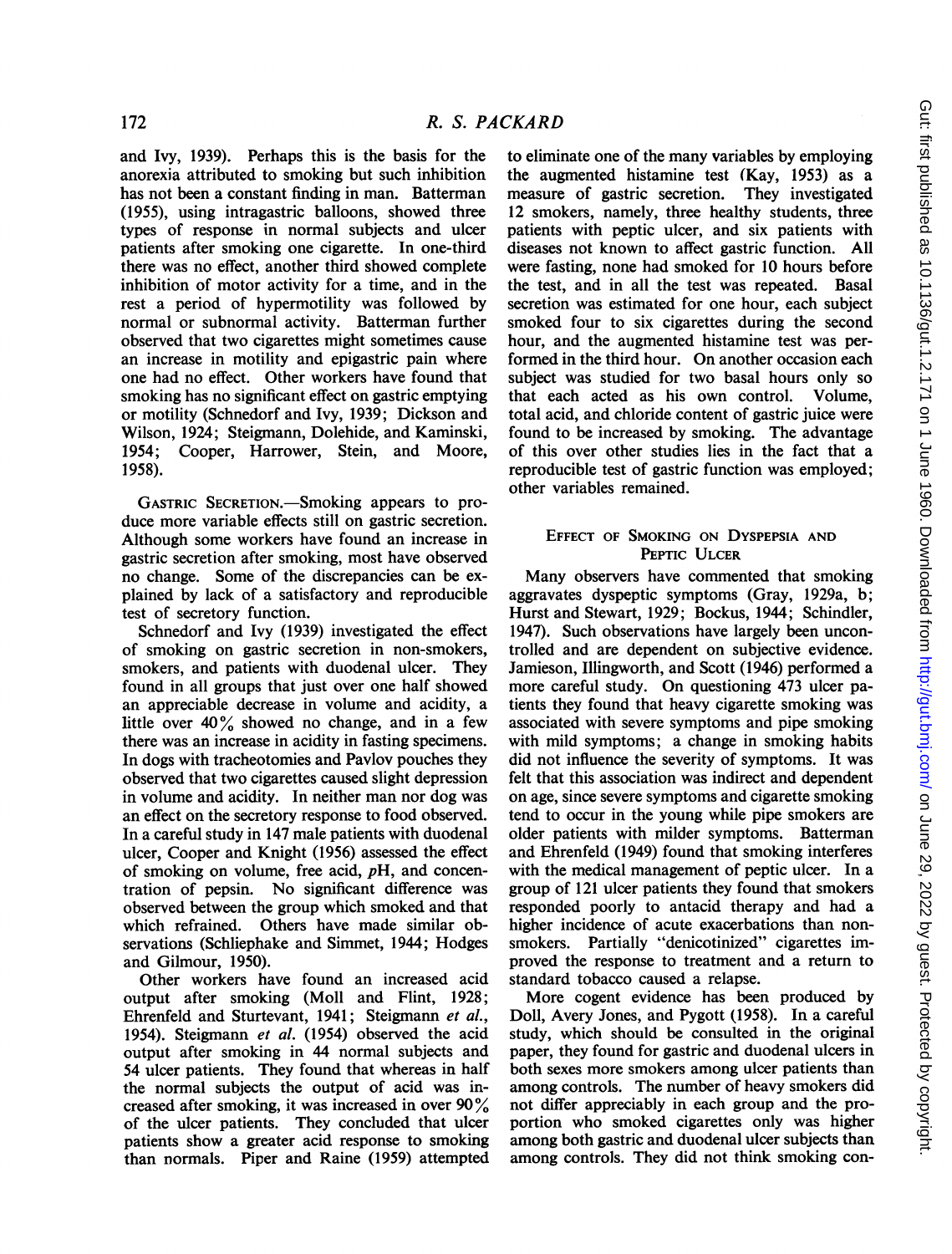and Ivy, 1939). Perhaps this is the basis for the anorexia attributed to smoking but such inhibition has not been a constant finding in man. Batterman (1955), using intragastric balloons, showed three types of response in normal subjects and ulcer patients after smoking one cigarette. In one-third there was no effect, another third showed complete inhibition of motor activity for a time, and in the rest a period of hypermotility was followed by normal or subnormal activity. Batterman further observed that two cigarettes might sometimes cause an increase in motility and epigastric pain where one had no effect. Other workers have found that smoking has no significant effect on gastric emptying or motility (Schnedorf and Ivy, 1939; Dickson and Wilson, 1924; Steigmann, Dolehide, and Kaminski, 1954; Cooper, Harrower, Stein, and Moore, 1958).

GASTRIC SECRETION.—Smoking appears to produce more variable effects still on gastric secretion. Although some workers have found an increase in gastric secretion after smoking, most have observed no change. Some of the discrepancies can be explained by lack of a satisfactory and reproducible test of secretory function.

Schnedorf and Ivy (1939) investigated the effect of smoking on gastric secretion in non-smokers, smokers, and patients with duodenal ulcer. They found in all groups that just over one half showed an appreciable decrease in volume and acidity, a little over 40% showed no change, and in a few there was an increase in acidity in fasting specimens. In dogs with tracheotomies and Pavlov pouches they observed that two cigarettes caused slight depression in volume and acidity. In neither man nor dog was an effect on the secretory response to food observed. In a careful study in 147 male patients with duodenal ulcer, Cooper and Knight (1956) assessed the effect of smoking on volume, free acid, *p*H, and concentration of pepsin. No significant difference was observed between the group which smoked and that which refrained. Others have made similar observations (Schliephake and Simmet, 1944; Hodges and Gilmour, 1950).

Other workers have found an increased acid output after smoking (Moll and Flint, 1928; Ehrenfeld and Sturtevant, 1941; Steigmann *et al.*, 1954). Steigmann *et al.* (1954) observed the acid output after smoking in 44 normal subjects and 54 ulcer patients. They found that whereas in half the normal subjects the output of acid was increased after smoking, it was increased in over 90% of the ulcer patients. They concluded that ulcer patients show a greater acid response to smoking than normals. Piper and Raine (1959) attempted to eliminate one of the many variables by employing the augmented histamine test (Kay, 1953) as a measure of gastric secretion. They investigated 12 smokers, namely, three healthy students, three patients with peptic ulcer, and six patients with diseases not known to affect gastric function. All were fasting, none had smoked for 10 hours before the test, and in all the test was repeated. Basal secretion was estimated for one hour, each subject smoked four to six cigarettes during the second hour, and the augmented histamine test was performed in the third hour. On another occasion each subject was studied for two basal hours only so that each acted as his own control. Volume, total acid, and chloride content of gastric juice were found to be increased by smoking. The advantage of this over other studies lies in the fact that a reproducible test of gastric function was employed; other variables remained.

## EFFECT OF SMOKING ON DYSPEPSIA AND PEPTIC ULCER

Many observers have commented that smoking aggravates dyspeptic symptoms (Gray, 1929a, b; Hurst and Stewart, 1929; Bockus, 1944; Schindler, 1947). Such observations have largely been uncontrolled and are dependent on subjective evidence. Jamieson, Illingworth, and Scott (1946) performed a more careful study. On questioning 473 ulcer patients they found that heavy cigarette smoking was associated with severe symptoms and pipe smoking with mild symptoms; a change in smoking habits did not influence the severity of symptoms. It was felt that this association was indirect and dependent on age, since severe symptoms and cigarette smoking tend to occur in the young while pipe smokers are older patients with milder symptoms. Batterman and Ehrenfeld (1949) found that smoking interferes with the medical management of peptic ulcer. In a group of 121 ulcer patients they found that smokers responded poorly to antacid therapy and had a higher incidence of acute exacerbations than non-smokers. Partially "denicotinized" cigarettes improved the response to treatment and a return to standard tobacco caused a relapse.

More cogent evidence has been produced by Doll, Avery Jones, and Pygott (1958). In a careful study, which should be consulted in the original paper, they found for gastric and duodenal ulcers in both sexes more smokers among ulcer patients than among controls. The number of heavy smokers did not differ appreciably in each group and the proportion who smoked cigarettes only was higher among both gastric and duodenal ulcer subjects than among controls. They did not think smoking con-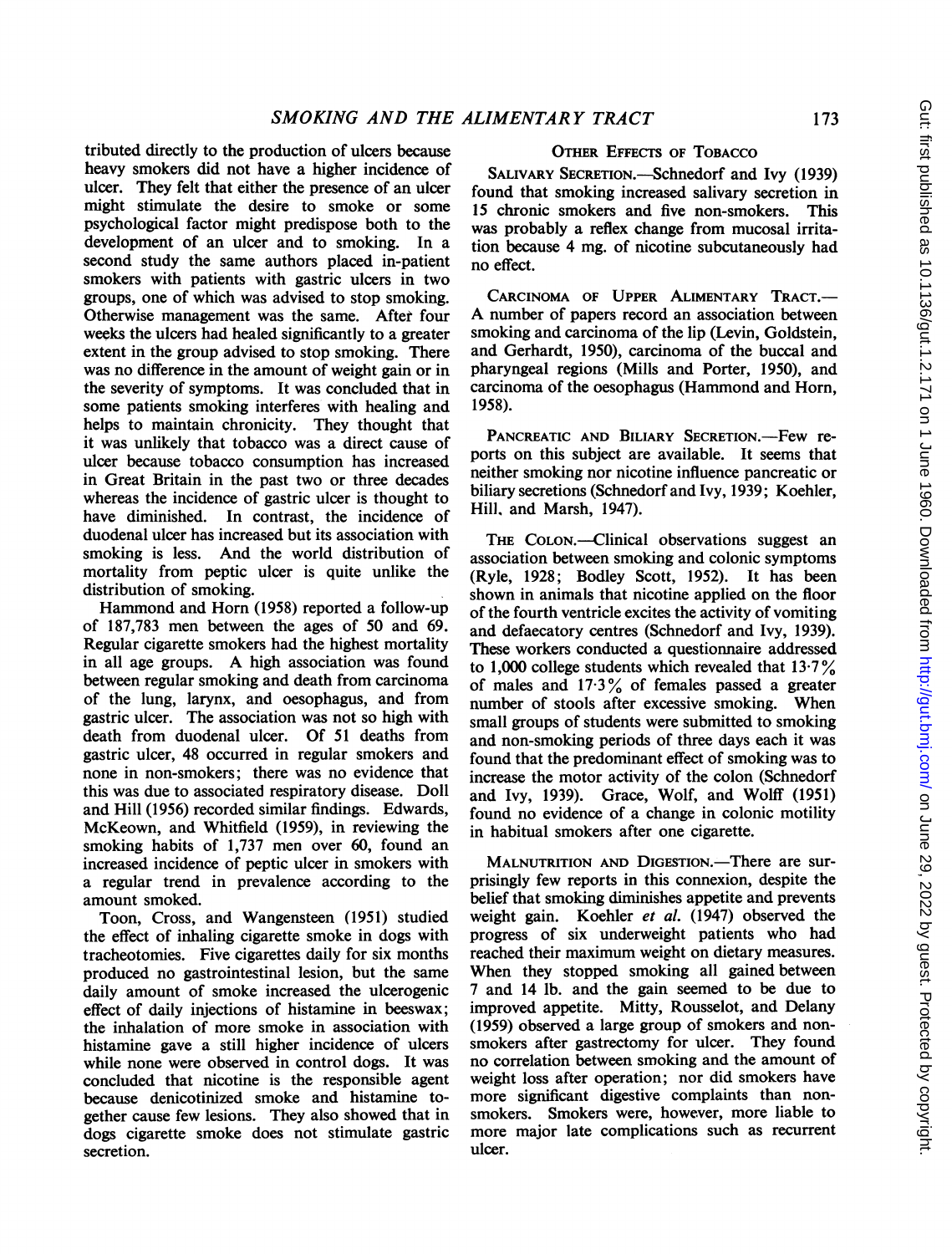tributed directly to the production of ulcers because heavy smokers did not have a higher incidence of ulcer. They felt that either the presence of an ulcer might stimulate the desire to smoke or some psychological factor might predispose both to the development of an ulcer and to smoking. In a second study the same authors placed in-patient smokers with patients with gastric ulcers in two groups, one of which was advised to stop smoking. Otherwise management was the same. After four weeks the ulcers had healed significantly to a greater extent in the group advised to stop smoking. There was no difference in the amount of weight gain or in the severity of symptoms. It was concluded that in some patients smoking interferes with healing and helps to maintain chronicity. They thought that it was unlikely that tobacco was a direct cause of ulcer because tobacco consumption has increased in Great Britain in the past two or three decades whereas the incidence of gastric ulcer is thought to have diminished. In contrast, the incidence of duodenal ulcer has increased but its association with smoking is less. And the world distribution of mortality from peptic ulcer is quite unlike the distribution of smoking.

Hammond and Horn (1958) reported a follow-up of 187,783 men between the ages of 50 and 69. Regular cigarette smokers had the highest mortality in all age groups. A high association was found between regular smoking and death from carcinoma of the lung, larynx, and oesophagus, and from gastric ulcer. The association was not so high with death from duodenal ulcer. Of 51 deaths from gastric ulcer, 48 occurred in regular smokers and none in non-smokers; there was no evidence that this was due to associated respiratory disease. Doll and Hill (1956) recorded similar findings. Edwards, McKeown, and Whitfield (1959), in reviewing the smoking habits of 1,737 men over 60, found an increased incidence of peptic ulcer in smokers with a regular trend in prevalence according to the amount smoked.

Toon, Cross, and Wangensteen (1951) studied the effect of inhaling cigarette smoke in dogs with tracheotomies. Five cigarettes daily for six months produced no gastrointestinal lesion, but the same daily amount of smoke increased the ulcerogenic effect of daily injections of histamine in beeswax; the inhalation of more smoke in association with histamine gave a still higher incidence of ulcers while none were observed in control dogs. It was concluded that nicotine is the responsible agent because denicotinized smoke and histamine together cause few lesions. They also showed that in dogs cigarette smoke does not stimulate gastric secretion.

## OTHER EFFECTS OF TOBACCO

**SALIVARY SECRETION.**—Schnedorf and Ivy (1939) found that smoking increased salivary secretion in 15 chronic smokers and five non-smokers. This was probably a reflex change from mucosal irritation because 4 mg. of nicotine subcutaneously had no effect.

**CARCINOMA OF UPPER ALIMENTARY TRACT.**—A number of papers record an association between smoking and carcinoma of the lip (Levin, Goldstein, and Gerhardt, 1950), carcinoma of the buccal and pharyngeal regions (Mills and Porter, 1950), and carcinoma of the oesophagus (Hammond and Horn, 1958).

**PANCREATIC AND BILIARY SECRETION.**—Few reports on this subject are available. It seems that neither smoking nor nicotine influence pancreatic or biliary secretions (Schnedorf and Ivy, 1939; Koehler, Hill, and Marsh, 1947).

**THE COLON.**—Clinical observations suggest an association between smoking and colonic symptoms (Ryle, 1928; Bodley Scott, 1952). It has been shown in animals that nicotine applied on the floor of the fourth ventricle excites the activity of vomiting and defaecatory centres (Schnedorf and Ivy, 1939). These workers conducted a questionnaire addressed to 1,000 college students which revealed that 13·7% of males and 17·3% of females passed a greater number of stools after excessive smoking. When small groups of students were submitted to smoking and non-smoking periods of three days each it was found that the predominant effect of smoking was to increase the motor activity of the colon (Schnedorf and Ivy, 1939). Grace, Wolf, and Wolff (1951) found no evidence of a change in colonic motility in habitual smokers after one cigarette.

**MALNUTRITION AND DIGESTION.**—There are surprisingly few reports in this connexion, despite the belief that smoking diminishes appetite and prevents weight gain. Koehler *et al.* (1947) observed the progress of six underweight patients who had reached their maximum weight on dietary measures. When they stopped smoking all gained between 7 and 14 lb. and the gain seemed to be due to improved appetite. Mitty, Rousselot, and Delany (1959) observed a large group of smokers and non-smokers after gastrectomy for ulcer. They found no correlation between smoking and the amount of weight loss after operation; nor did smokers have more significant digestive complaints than non-smokers. Smokers were, however, more liable to more major late complications such as recurrent ulcer.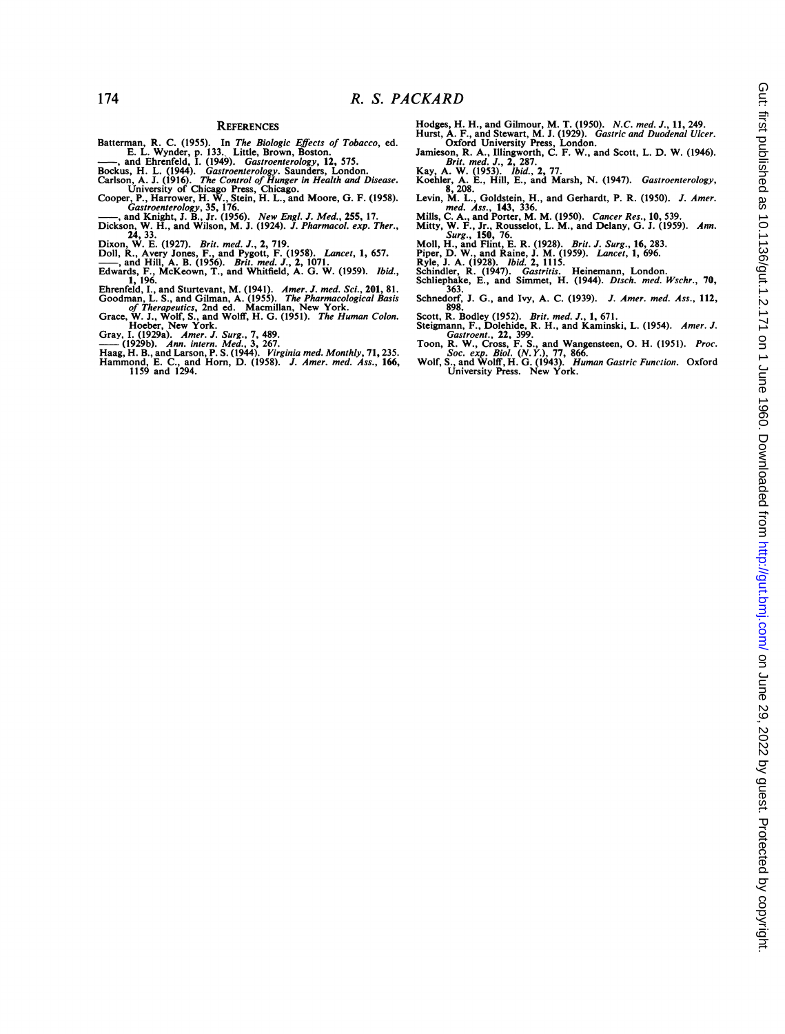## REFERENCES

Batterman, R. C. (1955). In *The Biologic Effects of Tobacco*, ed. E. L. Wynder, p. 133. Little, Brown, Boston.

——, and Ehrenfeld, I. (1949). *Gastroenterology*, **12**, 575.

Bockus, H. L. (1944). *Gastroenterology*. Saunders, London.

Carlson, A. J. (1916). *The Control of Hunger in Health and Disease*. University of Chicago Press, Chicago.

Cooper, P., Harrower, H. W., Stein, H. L., and Moore, G. F. (1958). *Gastroenterology*, **35**, 176.

——, and Knight, J. B., Jr. (1956). *New Engl. J. Med.*, **255**, 17.

Dickson, W. H., and Wilson, M. J. (1924). *J. Pharmacol. exp. Ther.*, **24**, 33.

Dixon, W. E. (1927). *Brit. med. J.*, **2**, 719.

Doll, R., Avery Jones, F., and Pygott, F. (1958). *Lancet*, **1**, 657.

——, and Hill, A. B. (1956). *Brit. med. J.*, **2**, 1071.

Edwards, F., McKeown, T., and Whitfield, A. G. W. (1959). *Ibid.*, **1**, 196.

Ehrenfeld, I., and Sturtevant, M. (1941). *Amer. J. med. Sci.*, **201**, 81.

Goodman, L. S., and Gilman, A. (1955). *The Pharmacological Basis of Therapeutics*, 2nd ed. Macmillan, New York.

Grace, W. J., Wolf, S., and Wolff, H. G. (1951). *The Human Colon*. Hoeber, New York.

Gray, I. (1929a). *Amer. J. Surg.*, **7**, 489.

—— (1929b). *Ann. intern. Med.*, **3**, 267.

Haag, H. B., and Larson, P. S. (1944). *Virginia med. Monthly*, **71**, 235.

Hammond, E. C., and Horn, D. (1958). *J. Amer. med. Ass.*, **166**, 1159 and 1294.

Hodges, H. H., and Gilmour, M. T. (1950). *N.C. med. J.*, **11**, 249.

Hurst, A. F., and Stewart, M. J. (1929). *Gastric and Duodenal Ulcer*. Oxford University Press, London.

Jamieson, R. A., Illingworth, C. F. W., and Scott, L. D. W. (1946). *Brit. med. J.*, **2**, 287.

Kay, A. W. (1953). *Ibid.*, **2**, 77.

Koehler, A. E., Hill, E., and Marsh, N. (1947). *Gastroenterology*, **8**, 208.

Levin, M. L., Goldstein, H., and Gerhardt, P. R. (1950). *J. Amer. med. Ass.*, **143**, 336.

Mills, C. A., and Porter, M. M. (1950). *Cancer Res.*, **10**, 539.

Mitty, W. F., Jr., Rousselot, L. M., and Delany, G. J. (1959). *Ann. Surg.*, **150**, 76.

Moll, H., and Flint, E. R. (1928). *Brit. J. Surg.*, **16**, 283.

Piper, D. W., and Raine, J. M. (1959). *Lancet*, **1**, 696.

Ryle, J. A. (1928). *Ibid.* **2**, 1115.

Schindler, R. (1947). *Gastritis*. Heinemann, London.

Schliephake, E., and Simmet, H. (1944). *Dtsch. med. Wschr.*, **70**, 363.

Schnedorf, J. G., and Ivy, A. C. (1939). *J. Amer. med. Ass.*, **112**, 898.

Scott, R. Bodley (1952). *Brit. med. J.*, **1**, 671.

Steigmann, F., Dolehide, R. H., and Kaminski, L. (1954). *Amer. J. Gastroent.*, **22**, 399.

Toon, R. W., Cross, F. S., and Wangensteen, O. H. (1951). *Proc. Soc. exp. Biol. (N.Y.)*, **77**, 866.

Wolf, S., and Wolff, H. G. (1943). *Human Gastric Function*. Oxford University Press. New York.